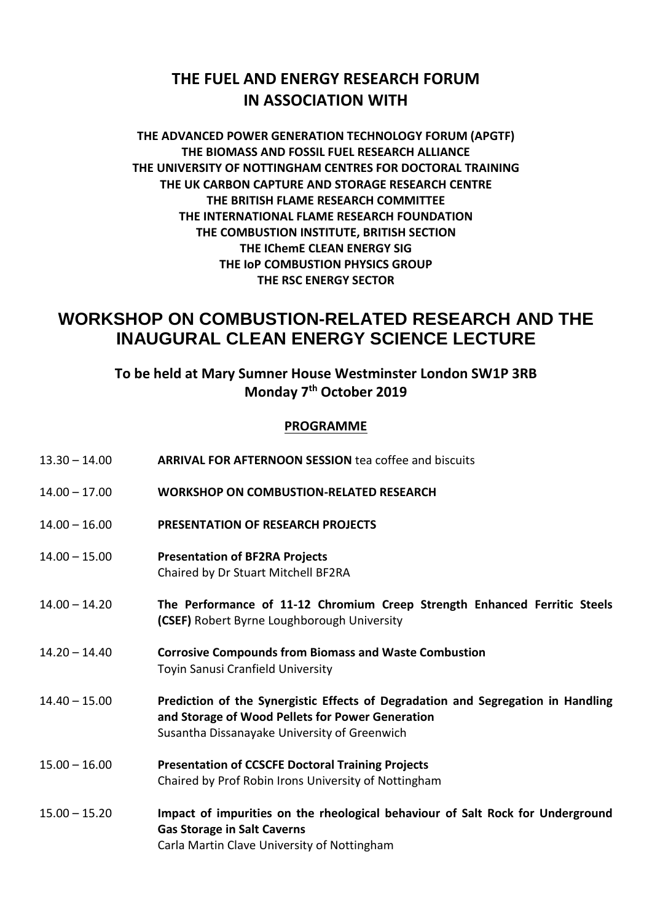## THE FUEL AND ENERGY RESEARCH FORUM
## IN ASSOCIATION WITH

**THE ADVANCED POWER GENERATION TECHNOLOGY FORUM (APGTF)**
**THE BIOMASS AND FOSSIL FUEL RESEARCH ALLIANCE**
**THE UNIVERSITY OF NOTTINGHAM CENTRES FOR DOCTORAL TRAINING**
**THE UK CARBON CAPTURE AND STORAGE RESEARCH CENTRE**
**THE BRITISH FLAME RESEARCH COMMITTEE**
**THE INTERNATIONAL FLAME RESEARCH FOUNDATION**
**THE COMBUSTION INSTITUTE, BRITISH SECTION**
**THE IChemE CLEAN ENERGY SIG**
**THE IoP COMBUSTION PHYSICS GROUP**
**THE RSC ENERGY SECTOR**

# WORKSHOP ON COMBUSTION-RELATED RESEARCH AND THE INAUGURAL CLEAN ENERGY SCIENCE LECTURE

### To be held at Mary Sumner House Westminster London SW1P 3RB
### Monday 7th October 2019

**PROGRAMME**

13.30 – 14.00 **ARRIVAL FOR AFTERNOON SESSION** tea coffee and biscuits

14.00 – 17.00 **WORKSHOP ON COMBUSTION-RELATED RESEARCH**

14.00 – 16.00 **PRESENTATION OF RESEARCH PROJECTS**

14.00 – 15.00 **Presentation of BF2RA Projects**
Chaired by Dr Stuart Mitchell BF2RA

14.00 – 14.20 **The Performance of 11-12 Chromium Creep Strength Enhanced Ferritic Steels (CSEF)** Robert Byrne Loughborough University

14.20 – 14.40 **Corrosive Compounds from Biomass and Waste Combustion**
Toyin Sanusi Cranfield University

14.40 – 15.00 **Prediction of the Synergistic Effects of Degradation and Segregation in Handling and Storage of Wood Pellets for Power Generation**
Susantha Dissanayake University of Greenwich

15.00 – 16.00 **Presentation of CCSCFE Doctoral Training Projects**
Chaired by Prof Robin Irons University of Nottingham

15.00 – 15.20 **Impact of impurities on the rheological behaviour of Salt Rock for Underground Gas Storage in Salt Caverns**
Carla Martin Clave University of Nottingham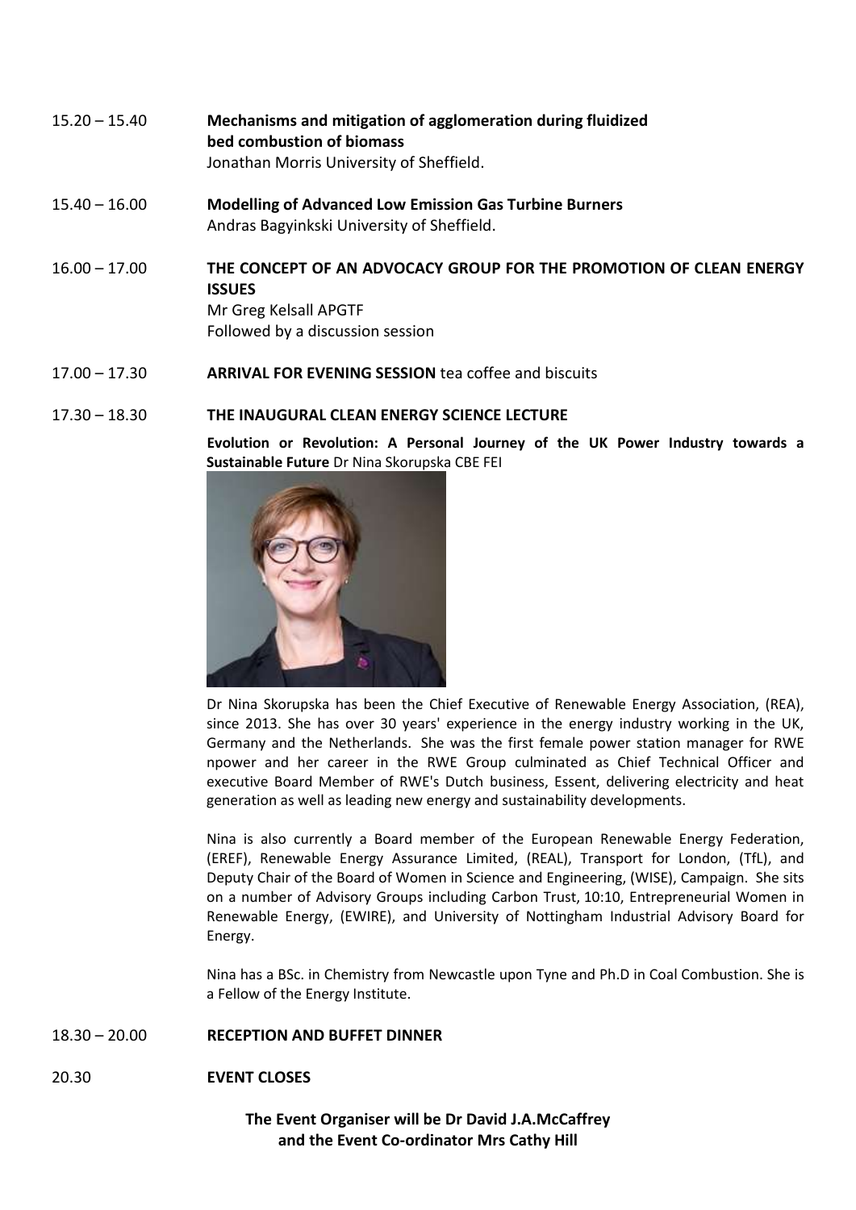15.20 – 15.40 **Mechanisms and mitigation of agglomeration during fluidized bed combustion of biomass**
Jonathan Morris University of Sheffield.

15.40 – 16.00 **Modelling of Advanced Low Emission Gas Turbine Burners**
Andras Bagyinkski University of Sheffield.

16.00 – 17.00 **THE CONCEPT OF AN ADVOCACY GROUP FOR THE PROMOTION OF CLEAN ENERGY ISSUES**
Mr Greg Kelsall APGTF
Followed by a discussion session

17.00 – 17.30 **ARRIVAL FOR EVENING SESSION** tea coffee and biscuits

17.30 – 18.30 **THE INAUGURAL CLEAN ENERGY SCIENCE LECTURE**

**Evolution or Revolution: A Personal Journey of the UK Power Industry towards a Sustainable Future** Dr Nina Skorupska CBE FEI

Dr Nina Skorupska has been the Chief Executive of Renewable Energy Association, (REA), since 2013. She has over 30 years' experience in the energy industry working in the UK, Germany and the Netherlands. She was the first female power station manager for RWE npower and her career in the RWE Group culminated as Chief Technical Officer and executive Board Member of RWE's Dutch business, Essent, delivering electricity and heat generation as well as leading new energy and sustainability developments.

Nina is also currently a Board member of the European Renewable Energy Federation, (EREF), Renewable Energy Assurance Limited, (REAL), Transport for London, (TfL), and Deputy Chair of the Board of Women in Science and Engineering, (WISE), Campaign. She sits on a number of Advisory Groups including Carbon Trust, 10:10, Entrepreneurial Women in Renewable Energy, (EWIRE), and University of Nottingham Industrial Advisory Board for Energy.

Nina has a BSc. in Chemistry from Newcastle upon Tyne and Ph.D in Coal Combustion. She is a Fellow of the Energy Institute.

18.30 – 20.00 **RECEPTION AND BUFFET DINNER**

20.30 **EVENT CLOSES**

**The Event Organiser will be Dr David J.A.McCaffrey and the Event Co-ordinator Mrs Cathy Hill**